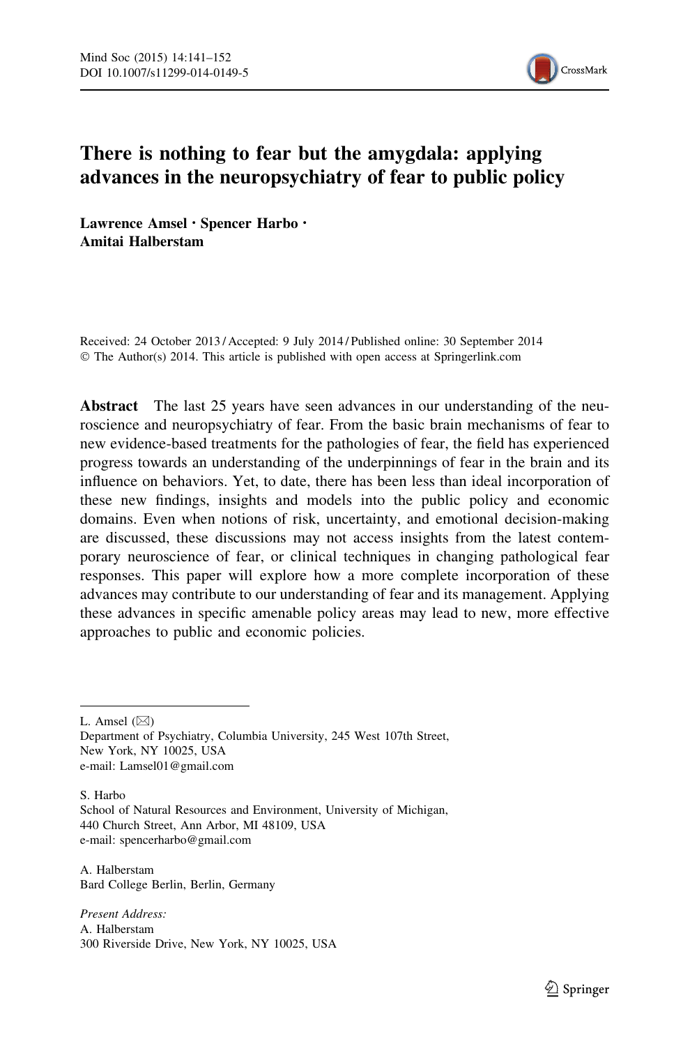# There is nothing to fear but the amygdala: applying advances in the neuropsychiatry of fear to public policy

**Lawrence Amsel · Spencer Harbo · Amitai Halberstam**

Received: 24 October 2013 / Accepted: 9 July 2014 / Published online: 30 September 2014
© The Author(s) 2014. This article is published with open access at Springerlink.com

**Abstract** The last 25 years have seen advances in our understanding of the neuroscience and neuropsychiatry of fear. From the basic brain mechanisms of fear to new evidence-based treatments for the pathologies of fear, the field has experienced progress towards an understanding of the underpinnings of fear in the brain and its influence on behaviors. Yet, to date, there has been less than ideal incorporation of these new findings, insights and models into the public policy and economic domains. Even when notions of risk, uncertainty, and emotional decision-making are discussed, these discussions may not access insights from the latest contemporary neuroscience of fear, or clinical techniques in changing pathological fear responses. This paper will explore how a more complete incorporation of these advances may contribute to our understanding of fear and its management. Applying these advances in specific amenable policy areas may lead to new, more effective approaches to public and economic policies.

---

L. Amsel (✉)
Department of Psychiatry, Columbia University, 245 West 107th Street,
New York, NY 10025, USA
e-mail: Lamsel01@gmail.com

S. Harbo
School of Natural Resources and Environment, University of Michigan,
440 Church Street, Ann Arbor, MI 48109, USA
e-mail: spencerharbo@gmail.com

A. Halberstam
Bard College Berlin, Berlin, Germany

*Present Address:*
A. Halberstam
300 Riverside Drive, New York, NY 10025, USA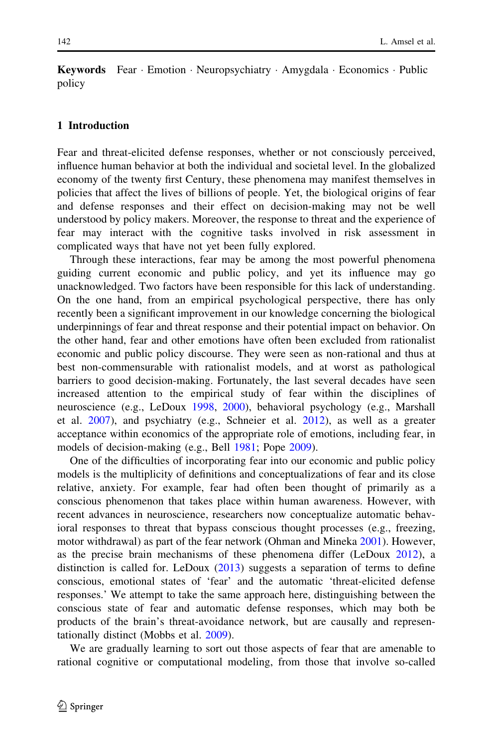**Keywords** Fear · Emotion · Neuropsychiatry · Amygdala · Economics · Public policy

## 1 Introduction

Fear and threat-elicited defense responses, whether or not consciously perceived, influence human behavior at both the individual and societal level. In the globalized economy of the twenty first Century, these phenomena may manifest themselves in policies that affect the lives of billions of people. Yet, the biological origins of fear and defense responses and their effect on decision-making may not be well understood by policy makers. Moreover, the response to threat and the experience of fear may interact with the cognitive tasks involved in risk assessment in complicated ways that have not yet been fully explored.

Through these interactions, fear may be among the most powerful phenomena guiding current economic and public policy, and yet its influence may go unacknowledged. Two factors have been responsible for this lack of understanding. On the one hand, from an empirical psychological perspective, there has only recently been a significant improvement in our knowledge concerning the biological underpinnings of fear and threat response and their potential impact on behavior. On the other hand, fear and other emotions have often been excluded from rationalist economic and public policy discourse. They were seen as non-rational and thus at best non-commensurable with rationalist models, and at worst as pathological barriers to good decision-making. Fortunately, the last several decades have seen increased attention to the empirical study of fear within the disciplines of neuroscience (e.g., LeDoux 1998, 2000), behavioral psychology (e.g., Marshall et al. 2007), and psychiatry (e.g., Schneier et al. 2012), as well as a greater acceptance within economics of the appropriate role of emotions, including fear, in models of decision-making (e.g., Bell 1981; Pope 2009).

One of the difficulties of incorporating fear into our economic and public policy models is the multiplicity of definitions and conceptualizations of fear and its close relative, anxiety. For example, fear had often been thought of primarily as a conscious phenomenon that takes place within human awareness. However, with recent advances in neuroscience, researchers now conceptualize automatic behavioral responses to threat that bypass conscious thought processes (e.g., freezing, motor withdrawal) as part of the fear network (Ohman and Mineka 2001). However, as the precise brain mechanisms of these phenomena differ (LeDoux 2012), a distinction is called for. LeDoux (2013) suggests a separation of terms to define conscious, emotional states of 'fear' and the automatic 'threat-elicited defense responses.' We attempt to take the same approach here, distinguishing between the conscious state of fear and automatic defense responses, which may both be products of the brain's threat-avoidance network, but are causally and representationally distinct (Mobbs et al. 2009).

We are gradually learning to sort out those aspects of fear that are amenable to rational cognitive or computational modeling, from those that involve so-called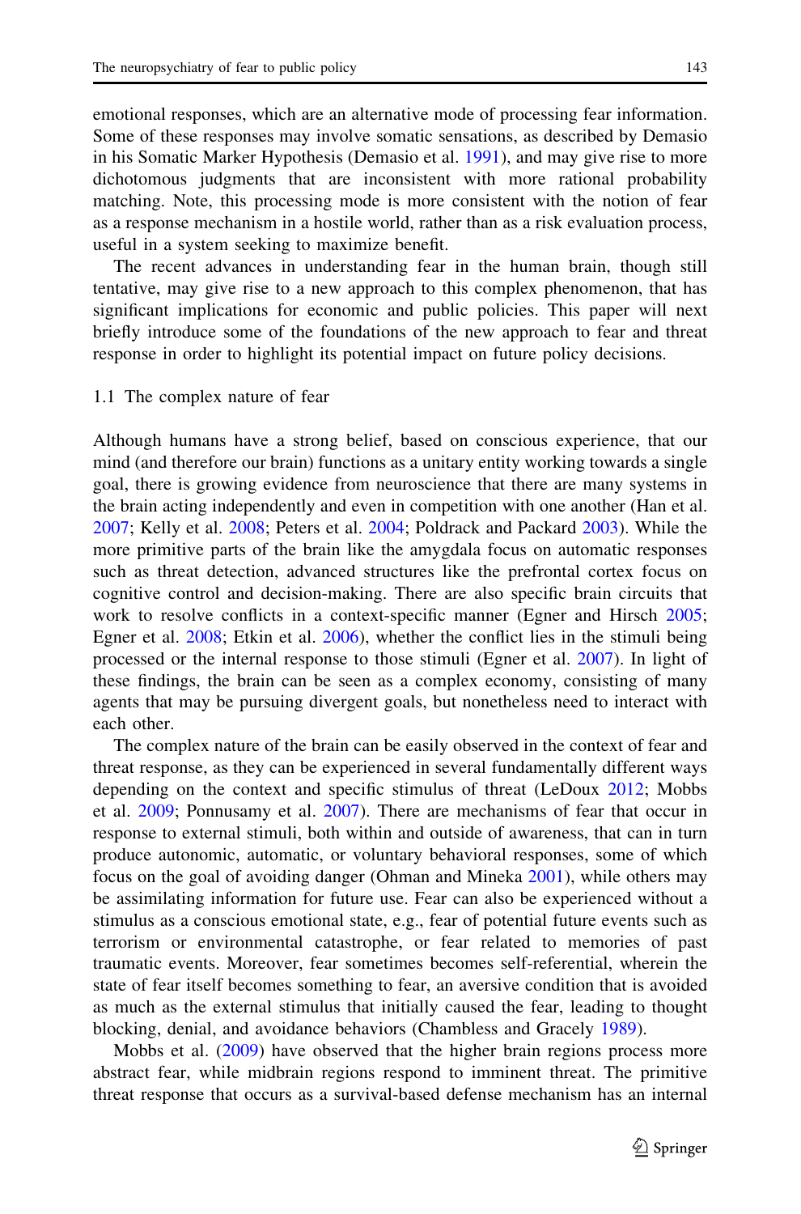emotional responses, which are an alternative mode of processing fear information. Some of these responses may involve somatic sensations, as described by Demasio in his Somatic Marker Hypothesis (Demasio et al. 1991), and may give rise to more dichotomous judgments that are inconsistent with more rational probability matching. Note, this processing mode is more consistent with the notion of fear as a response mechanism in a hostile world, rather than as a risk evaluation process, useful in a system seeking to maximize benefit.

The recent advances in understanding fear in the human brain, though still tentative, may give rise to a new approach to this complex phenomenon, that has significant implications for economic and public policies. This paper will next briefly introduce some of the foundations of the new approach to fear and threat response in order to highlight its potential impact on future policy decisions.

### 1.1 The complex nature of fear

Although humans have a strong belief, based on conscious experience, that our mind (and therefore our brain) functions as a unitary entity working towards a single goal, there is growing evidence from neuroscience that there are many systems in the brain acting independently and even in competition with one another (Han et al. 2007; Kelly et al. 2008; Peters et al. 2004; Poldrack and Packard 2003). While the more primitive parts of the brain like the amygdala focus on automatic responses such as threat detection, advanced structures like the prefrontal cortex focus on cognitive control and decision-making. There are also specific brain circuits that work to resolve conflicts in a context-specific manner (Egner and Hirsch 2005; Egner et al. 2008; Etkin et al. 2006), whether the conflict lies in the stimuli being processed or the internal response to those stimuli (Egner et al. 2007). In light of these findings, the brain can be seen as a complex economy, consisting of many agents that may be pursuing divergent goals, but nonetheless need to interact with each other.

The complex nature of the brain can be easily observed in the context of fear and threat response, as they can be experienced in several fundamentally different ways depending on the context and specific stimulus of threat (LeDoux 2012; Mobbs et al. 2009; Ponnusamy et al. 2007). There are mechanisms of fear that occur in response to external stimuli, both within and outside of awareness, that can in turn produce autonomic, automatic, or voluntary behavioral responses, some of which focus on the goal of avoiding danger (Ohman and Mineka 2001), while others may be assimilating information for future use. Fear can also be experienced without a stimulus as a conscious emotional state, e.g., fear of potential future events such as terrorism or environmental catastrophe, or fear related to memories of past traumatic events. Moreover, fear sometimes becomes self-referential, wherein the state of fear itself becomes something to fear, an aversive condition that is avoided as much as the external stimulus that initially caused the fear, leading to thought blocking, denial, and avoidance behaviors (Chambless and Gracely 1989).

Mobbs et al. (2009) have observed that the higher brain regions process more abstract fear, while midbrain regions respond to imminent threat. The primitive threat response that occurs as a survival-based defense mechanism has an internal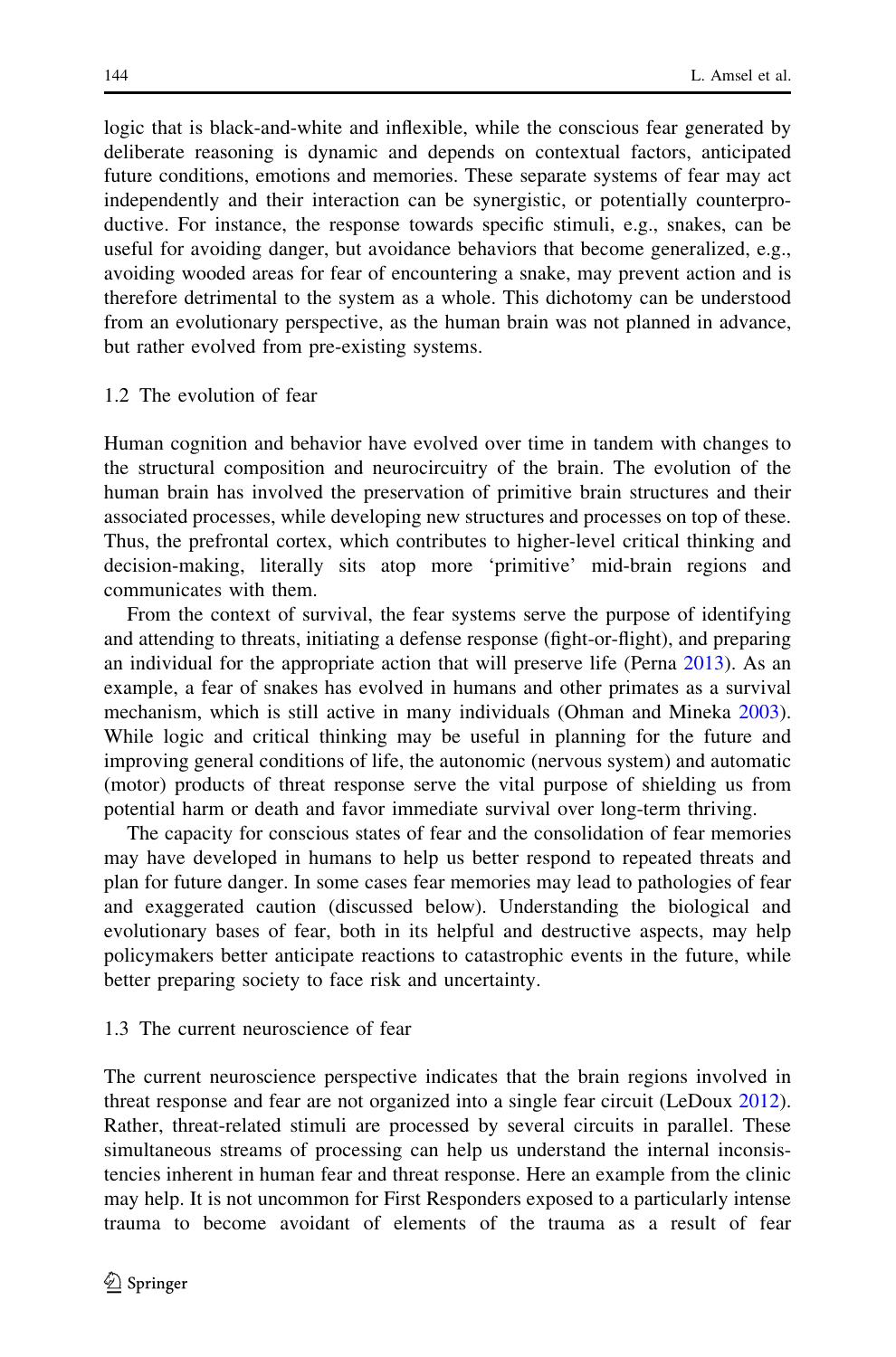logic that is black-and-white and inflexible, while the conscious fear generated by deliberate reasoning is dynamic and depends on contextual factors, anticipated future conditions, emotions and memories. These separate systems of fear may act independently and their interaction can be synergistic, or potentially counterproductive. For instance, the response towards specific stimuli, e.g., snakes, can be useful for avoiding danger, but avoidance behaviors that become generalized, e.g., avoiding wooded areas for fear of encountering a snake, may prevent action and is therefore detrimental to the system as a whole. This dichotomy can be understood from an evolutionary perspective, as the human brain was not planned in advance, but rather evolved from pre-existing systems.

### 1.2 The evolution of fear

Human cognition and behavior have evolved over time in tandem with changes to the structural composition and neurocircuitry of the brain. The evolution of the human brain has involved the preservation of primitive brain structures and their associated processes, while developing new structures and processes on top of these. Thus, the prefrontal cortex, which contributes to higher-level critical thinking and decision-making, literally sits atop more 'primitive' mid-brain regions and communicates with them.

From the context of survival, the fear systems serve the purpose of identifying and attending to threats, initiating a defense response (fight-or-flight), and preparing an individual for the appropriate action that will preserve life (Perna 2013). As an example, a fear of snakes has evolved in humans and other primates as a survival mechanism, which is still active in many individuals (Ohman and Mineka 2003). While logic and critical thinking may be useful in planning for the future and improving general conditions of life, the autonomic (nervous system) and automatic (motor) products of threat response serve the vital purpose of shielding us from potential harm or death and favor immediate survival over long-term thriving.

The capacity for conscious states of fear and the consolidation of fear memories may have developed in humans to help us better respond to repeated threats and plan for future danger. In some cases fear memories may lead to pathologies of fear and exaggerated caution (discussed below). Understanding the biological and evolutionary bases of fear, both in its helpful and destructive aspects, may help policymakers better anticipate reactions to catastrophic events in the future, while better preparing society to face risk and uncertainty.

### 1.3 The current neuroscience of fear

The current neuroscience perspective indicates that the brain regions involved in threat response and fear are not organized into a single fear circuit (LeDoux 2012). Rather, threat-related stimuli are processed by several circuits in parallel. These simultaneous streams of processing can help us understand the internal inconsistencies inherent in human fear and threat response. Here an example from the clinic may help. It is not uncommon for First Responders exposed to a particularly intense trauma to become avoidant of elements of the trauma as a result of fear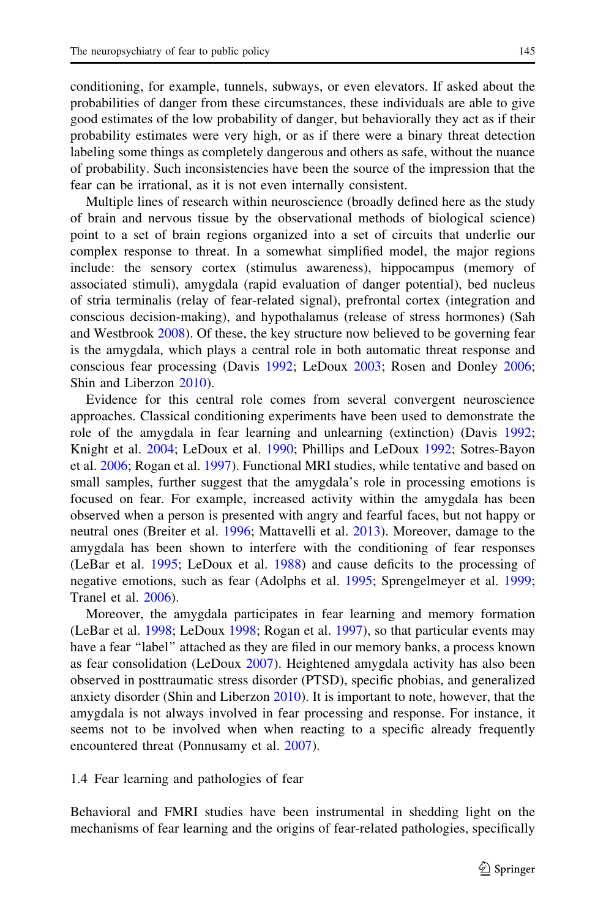conditioning, for example, tunnels, subways, or even elevators. If asked about the probabilities of danger from these circumstances, these individuals are able to give good estimates of the low probability of danger, but behaviorally they act as if their probability estimates were very high, or as if there were a binary threat detection labeling some things as completely dangerous and others as safe, without the nuance of probability. Such inconsistencies have been the source of the impression that the fear can be irrational, as it is not even internally consistent.

Multiple lines of research within neuroscience (broadly defined here as the study of brain and nervous tissue by the observational methods of biological science) point to a set of brain regions organized into a set of circuits that underlie our complex response to threat. In a somewhat simplified model, the major regions include: the sensory cortex (stimulus awareness), hippocampus (memory of associated stimuli), amygdala (rapid evaluation of danger potential), bed nucleus of stria terminalis (relay of fear-related signal), prefrontal cortex (integration and conscious decision-making), and hypothalamus (release of stress hormones) (Sah and Westbrook 2008). Of these, the key structure now believed to be governing fear is the amygdala, which plays a central role in both automatic threat response and conscious fear processing (Davis 1992; LeDoux 2003; Rosen and Donley 2006; Shin and Liberzon 2010).

Evidence for this central role comes from several convergent neuroscience approaches. Classical conditioning experiments have been used to demonstrate the role of the amygdala in fear learning and unlearning (extinction) (Davis 1992; Knight et al. 2004; LeDoux et al. 1990; Phillips and LeDoux 1992; Sotres-Bayon et al. 2006; Rogan et al. 1997). Functional MRI studies, while tentative and based on small samples, further suggest that the amygdala's role in processing emotions is focused on fear. For example, increased activity within the amygdala has been observed when a person is presented with angry and fearful faces, but not happy or neutral ones (Breiter et al. 1996; Mattavelli et al. 2013). Moreover, damage to the amygdala has been shown to interfere with the conditioning of fear responses (LeBar et al. 1995; LeDoux et al. 1988) and cause deficits to the processing of negative emotions, such as fear (Adolphs et al. 1995; Sprengelmeyer et al. 1999; Tranel et al. 2006).

Moreover, the amygdala participates in fear learning and memory formation (LeBar et al. 1998; LeDoux 1998; Rogan et al. 1997), so that particular events may have a fear "label" attached as they are filed in our memory banks, a process known as fear consolidation (LeDoux 2007). Heightened amygdala activity has also been observed in posttraumatic stress disorder (PTSD), specific phobias, and generalized anxiety disorder (Shin and Liberzon 2010). It is important to note, however, that the amygdala is not always involved in fear processing and response. For instance, it seems not to be involved when reacting to a specific already frequently encountered threat (Ponnusamy et al. 2007).

### 1.4 Fear learning and pathologies of fear

Behavioral and FMRI studies have been instrumental in shedding light on the mechanisms of fear learning and the origins of fear-related pathologies, specifically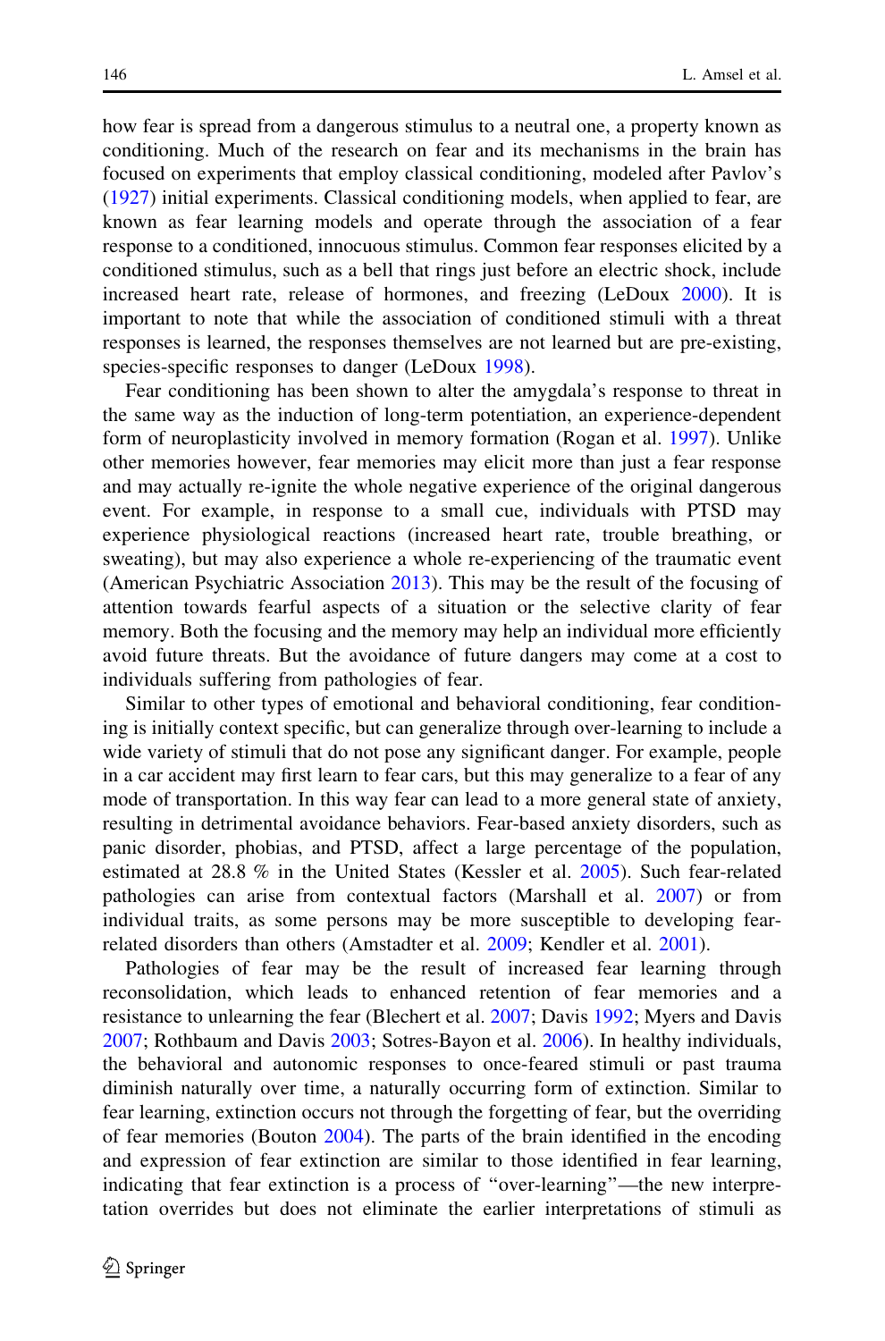how fear is spread from a dangerous stimulus to a neutral one, a property known as conditioning. Much of the research on fear and its mechanisms in the brain has focused on experiments that employ classical conditioning, modeled after Pavlov's (1927) initial experiments. Classical conditioning models, when applied to fear, are known as fear learning models and operate through the association of a fear response to a conditioned, innocuous stimulus. Common fear responses elicited by a conditioned stimulus, such as a bell that rings just before an electric shock, include increased heart rate, release of hormones, and freezing (LeDoux 2000). It is important to note that while the association of conditioned stimuli with a threat responses is learned, the responses themselves are not learned but are pre-existing, species-specific responses to danger (LeDoux 1998).

Fear conditioning has been shown to alter the amygdala's response to threat in the same way as the induction of long-term potentiation, an experience-dependent form of neuroplasticity involved in memory formation (Rogan et al. 1997). Unlike other memories however, fear memories may elicit more than just a fear response and may actually re-ignite the whole negative experience of the original dangerous event. For example, in response to a small cue, individuals with PTSD may experience physiological reactions (increased heart rate, trouble breathing, or sweating), but may also experience a whole re-experiencing of the traumatic event (American Psychiatric Association 2013). This may be the result of the focusing of attention towards fearful aspects of a situation or the selective clarity of fear memory. Both the focusing and the memory may help an individual more efficiently avoid future threats. But the avoidance of future dangers may come at a cost to individuals suffering from pathologies of fear.

Similar to other types of emotional and behavioral conditioning, fear conditioning is initially context specific, but can generalize through over-learning to include a wide variety of stimuli that do not pose any significant danger. For example, people in a car accident may first learn to fear cars, but this may generalize to a fear of any mode of transportation. In this way fear can lead to a more general state of anxiety, resulting in detrimental avoidance behaviors. Fear-based anxiety disorders, such as panic disorder, phobias, and PTSD, affect a large percentage of the population, estimated at 28.8 % in the United States (Kessler et al. 2005). Such fear-related pathologies can arise from contextual factors (Marshall et al. 2007) or from individual traits, as some persons may be more susceptible to developing fear-related disorders than others (Amstadter et al. 2009; Kendler et al. 2001).

Pathologies of fear may be the result of increased fear learning through reconsolidation, which leads to enhanced retention of fear memories and a resistance to unlearning the fear (Blechert et al. 2007; Davis 1992; Myers and Davis 2007; Rothbaum and Davis 2003; Sotres-Bayon et al. 2006). In healthy individuals, the behavioral and autonomic responses to once-feared stimuli or past trauma diminish naturally over time, a naturally occurring form of extinction. Similar to fear learning, extinction occurs not through the forgetting of fear, but the overriding of fear memories (Bouton 2004). The parts of the brain identified in the encoding and expression of fear extinction are similar to those identified in fear learning, indicating that fear extinction is a process of "over-learning"—the new interpretation overrides but does not eliminate the earlier interpretations of stimuli as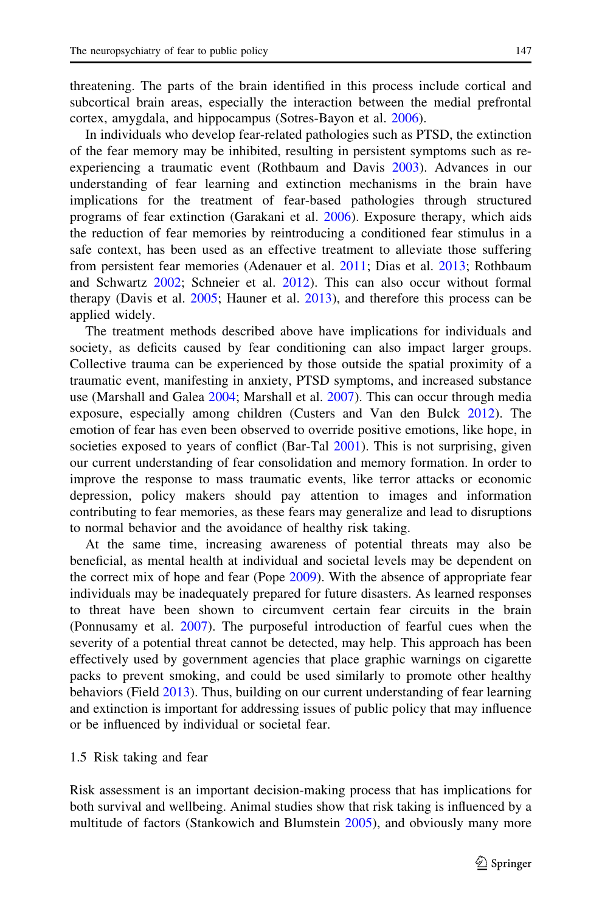threatening. The parts of the brain identified in this process include cortical and subcortical brain areas, especially the interaction between the medial prefrontal cortex, amygdala, and hippocampus (Sotres-Bayon et al. 2006).

In individuals who develop fear-related pathologies such as PTSD, the extinction of the fear memory may be inhibited, resulting in persistent symptoms such as re-experiencing a traumatic event (Rothbaum and Davis 2003). Advances in our understanding of fear learning and extinction mechanisms in the brain have implications for the treatment of fear-based pathologies through structured programs of fear extinction (Garakani et al. 2006). Exposure therapy, which aids the reduction of fear memories by reintroducing a conditioned fear stimulus in a safe context, has been used as an effective treatment to alleviate those suffering from persistent fear memories (Adenauer et al. 2011; Dias et al. 2013; Rothbaum and Schwartz 2002; Schneier et al. 2012). This can also occur without formal therapy (Davis et al. 2005; Hauner et al. 2013), and therefore this process can be applied widely.

The treatment methods described above have implications for individuals and society, as deficits caused by fear conditioning can also impact larger groups. Collective trauma can be experienced by those outside the spatial proximity of a traumatic event, manifesting in anxiety, PTSD symptoms, and increased substance use (Marshall and Galea 2004; Marshall et al. 2007). This can occur through media exposure, especially among children (Custers and Van den Bulck 2012). The emotion of fear has even been observed to override positive emotions, like hope, in societies exposed to years of conflict (Bar-Tal 2001). This is not surprising, given our current understanding of fear consolidation and memory formation. In order to improve the response to mass traumatic events, like terror attacks or economic depression, policy makers should pay attention to images and information contributing to fear memories, as these fears may generalize and lead to disruptions to normal behavior and the avoidance of healthy risk taking.

At the same time, increasing awareness of potential threats may also be beneficial, as mental health at individual and societal levels may be dependent on the correct mix of hope and fear (Pope 2009). With the absence of appropriate fear individuals may be inadequately prepared for future disasters. As learned responses to threat have been shown to circumvent certain fear circuits in the brain (Ponnusamy et al. 2007). The purposeful introduction of fearful cues when the severity of a potential threat cannot be detected, may help. This approach has been effectively used by government agencies that place graphic warnings on cigarette packs to prevent smoking, and could be used similarly to promote other healthy behaviors (Field 2013). Thus, building on our current understanding of fear learning and extinction is important for addressing issues of public policy that may influence or be influenced by individual or societal fear.

### 1.5 Risk taking and fear

Risk assessment is an important decision-making process that has implications for both survival and wellbeing. Animal studies show that risk taking is influenced by a multitude of factors (Stankowich and Blumstein 2005), and obviously many more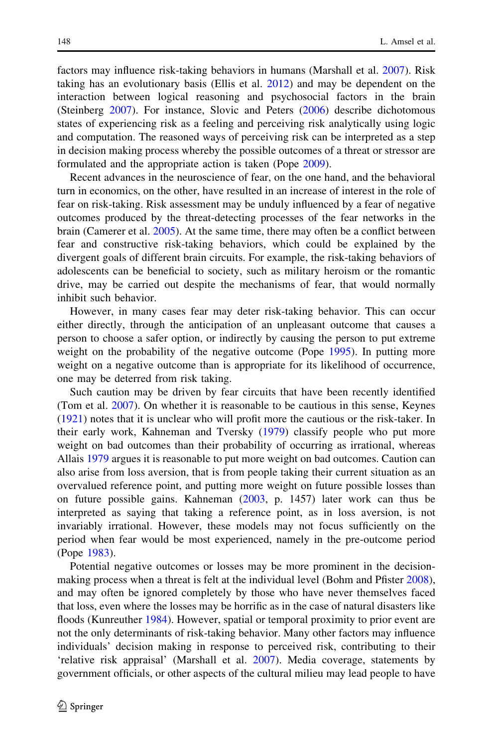factors may influence risk-taking behaviors in humans (Marshall et al. 2007). Risk taking has an evolutionary basis (Ellis et al. 2012) and may be dependent on the interaction between logical reasoning and psychosocial factors in the brain (Steinberg 2007). For instance, Slovic and Peters (2006) describe dichotomous states of experiencing risk as a feeling and perceiving risk analytically using logic and computation. The reasoned ways of perceiving risk can be interpreted as a step in decision making process whereby the possible outcomes of a threat or stressor are formulated and the appropriate action is taken (Pope 2009).

Recent advances in the neuroscience of fear, on the one hand, and the behavioral turn in economics, on the other, have resulted in an increase of interest in the role of fear on risk-taking. Risk assessment may be unduly influenced by a fear of negative outcomes produced by the threat-detecting processes of the fear networks in the brain (Camerer et al. 2005). At the same time, there may often be a conflict between fear and constructive risk-taking behaviors, which could be explained by the divergent goals of different brain circuits. For example, the risk-taking behaviors of adolescents can be beneficial to society, such as military heroism or the romantic drive, may be carried out despite the mechanisms of fear, that would normally inhibit such behavior.

However, in many cases fear may deter risk-taking behavior. This can occur either directly, through the anticipation of an unpleasant outcome that causes a person to choose a safer option, or indirectly by causing the person to put extreme weight on the probability of the negative outcome (Pope 1995). In putting more weight on a negative outcome than is appropriate for its likelihood of occurrence, one may be deterred from risk taking.

Such caution may be driven by fear circuits that have been recently identified (Tom et al. 2007). On whether it is reasonable to be cautious in this sense, Keynes (1921) notes that it is unclear who will profit more the cautious or the risk-taker. In their early work, Kahneman and Tversky (1979) classify people who put more weight on bad outcomes than their probability of occurring as irrational, whereas Allais 1979 argues it is reasonable to put more weight on bad outcomes. Caution can also arise from loss aversion, that is from people taking their current situation as an overvalued reference point, and putting more weight on future possible losses than on future possible gains. Kahneman (2003, p. 1457) later work can thus be interpreted as saying that taking a reference point, as in loss aversion, is not invariably irrational. However, these models may not focus sufficiently on the period when fear would be most experienced, namely in the pre-outcome period (Pope 1983).

Potential negative outcomes or losses may be more prominent in the decision-making process when a threat is felt at the individual level (Bohm and Pfister 2008), and may often be ignored completely by those who have never themselves faced that loss, even where the losses may be horrific as in the case of natural disasters like floods (Kunreuther 1984). However, spatial or temporal proximity to prior event are not the only determinants of risk-taking behavior. Many other factors may influence individuals' decision making in response to perceived risk, contributing to their 'relative risk appraisal' (Marshall et al. 2007). Media coverage, statements by government officials, or other aspects of the cultural milieu may lead people to have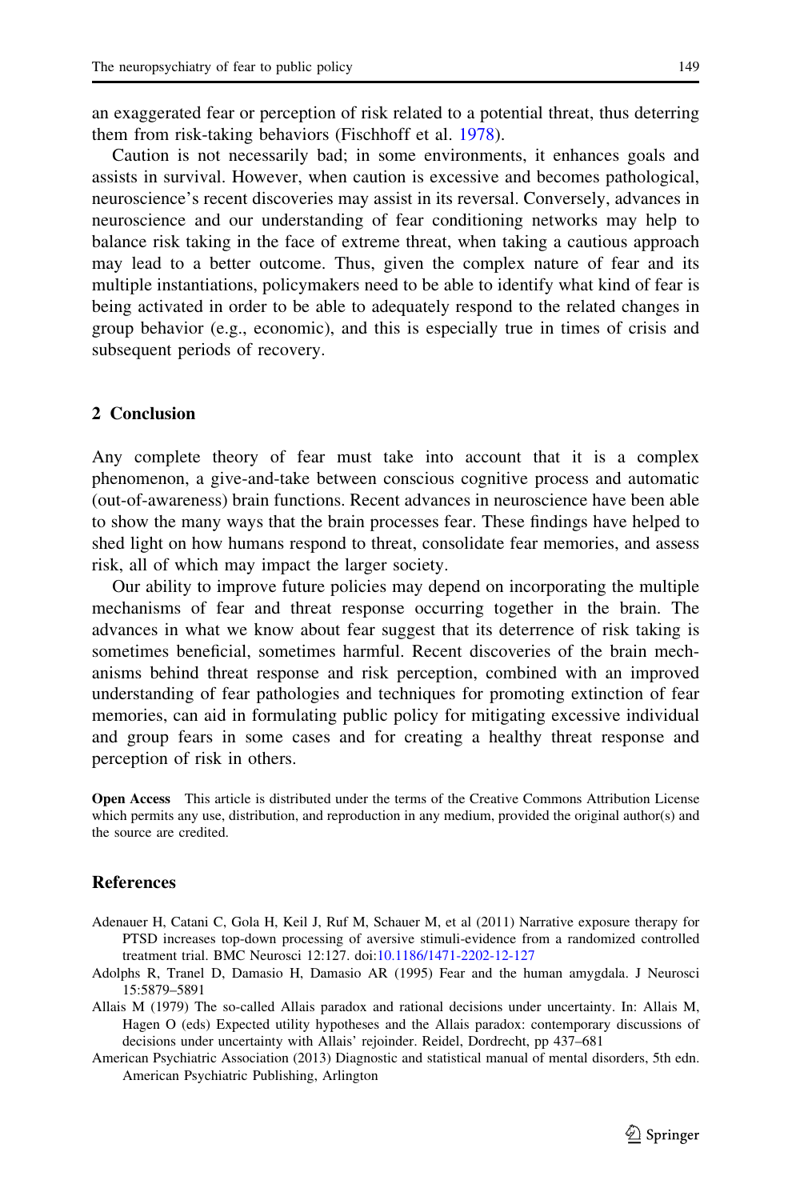an exaggerated fear or perception of risk related to a potential threat, thus deterring them from risk-taking behaviors (Fischhoff et al. 1978).

Caution is not necessarily bad; in some environments, it enhances goals and assists in survival. However, when caution is excessive and becomes pathological, neuroscience's recent discoveries may assist in its reversal. Conversely, advances in neuroscience and our understanding of fear conditioning networks may help to balance risk taking in the face of extreme threat, when taking a cautious approach may lead to a better outcome. Thus, given the complex nature of fear and its multiple instantiations, policymakers need to be able to identify what kind of fear is being activated in order to be able to adequately respond to the related changes in group behavior (e.g., economic), and this is especially true in times of crisis and subsequent periods of recovery.

## 2 Conclusion

Any complete theory of fear must take into account that it is a complex phenomenon, a give-and-take between conscious cognitive process and automatic (out-of-awareness) brain functions. Recent advances in neuroscience have been able to show the many ways that the brain processes fear. These findings have helped to shed light on how humans respond to threat, consolidate fear memories, and assess risk, all of which may impact the larger society.

Our ability to improve future policies may depend on incorporating the multiple mechanisms of fear and threat response occurring together in the brain. The advances in what we know about fear suggest that its deterrence of risk taking is sometimes beneficial, sometimes harmful. Recent discoveries of the brain mechanisms behind threat response and risk perception, combined with an improved understanding of fear pathologies and techniques for promoting extinction of fear memories, can aid in formulating public policy for mitigating excessive individual and group fears in some cases and for creating a healthy threat response and perception of risk in others.

**Open Access** This article is distributed under the terms of the Creative Commons Attribution License which permits any use, distribution, and reproduction in any medium, provided the original author(s) and the source are credited.

## References

Adenauer H, Catani C, Gola H, Keil J, Ruf M, Schauer M, et al (2011) Narrative exposure therapy for PTSD increases top-down processing of aversive stimuli-evidence from a randomized controlled treatment trial. BMC Neurosci 12:127. doi:10.1186/1471-2202-12-127

Adolphs R, Tranel D, Damasio H, Damasio AR (1995) Fear and the human amygdala. J Neurosci 15:5879–5891

Allais M (1979) The so-called Allais paradox and rational decisions under uncertainty. In: Allais M, Hagen O (eds) Expected utility hypotheses and the Allais paradox: contemporary discussions of decisions under uncertainty with Allais' rejoinder. Reidel, Dordrecht, pp 437–681

American Psychiatric Association (2013) Diagnostic and statistical manual of mental disorders, 5th edn. American Psychiatric Publishing, Arlington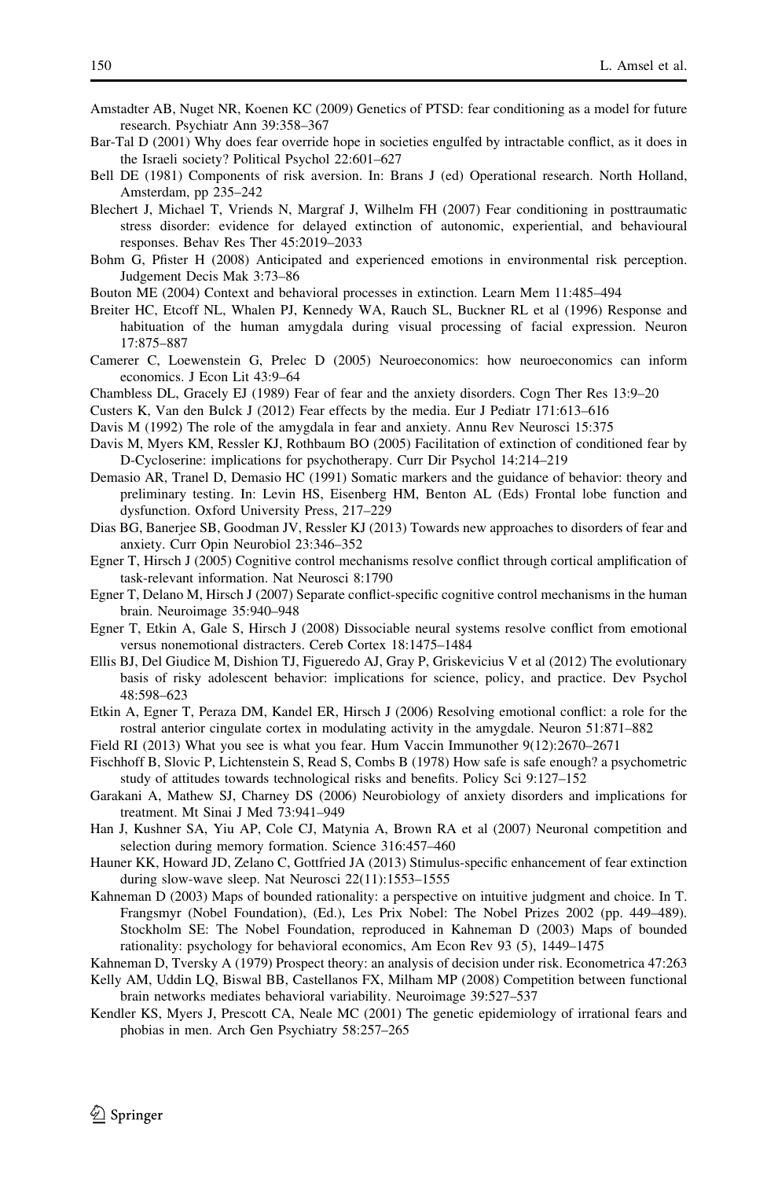Amstadter AB, Nuget NR, Koenen KC (2009) Genetics of PTSD: fear conditioning as a model for future research. Psychiatr Ann 39:358–367

Bar-Tal D (2001) Why does fear override hope in societies engulfed by intractable conflict, as it does in the Israeli society? Political Psychol 22:601–627

Bell DE (1981) Components of risk aversion. In: Brans J (ed) Operational research. North Holland, Amsterdam, pp 235–242

Blechert J, Michael T, Vriends N, Margraf J, Wilhelm FH (2007) Fear conditioning in posttraumatic stress disorder: evidence for delayed extinction of autonomic, experiential, and behavioural responses. Behav Res Ther 45:2019–2033

Bohm G, Pfister H (2008) Anticipated and experienced emotions in environmental risk perception. Judgement Decis Mak 3:73–86

Bouton ME (2004) Context and behavioral processes in extinction. Learn Mem 11:485–494

Breiter HC, Etcoff NL, Whalen PJ, Kennedy WA, Rauch SL, Buckner RL et al (1996) Response and habituation of the human amygdala during visual processing of facial expression. Neuron 17:875–887

Camerer C, Loewenstein G, Prelec D (2005) Neuroeconomics: how neuroeconomics can inform economics. J Econ Lit 43:9–64

Chambless DL, Gracely EJ (1989) Fear of fear and the anxiety disorders. Cogn Ther Res 13:9–20

Custers K, Van den Bulck J (2012) Fear effects by the media. Eur J Pediatr 171:613–616

Davis M (1992) The role of the amygdala in fear and anxiety. Annu Rev Neurosci 15:375

Davis M, Myers KM, Ressler KJ, Rothbaum BO (2005) Facilitation of extinction of conditioned fear by D-Cycloserine: implications for psychotherapy. Curr Dir Psychol 14:214–219

Demasio AR, Tranel D, Demasio HC (1991) Somatic markers and the guidance of behavior: theory and preliminary testing. In: Levin HS, Eisenberg HM, Benton AL (Eds) Frontal lobe function and dysfunction. Oxford University Press, 217–229

Dias BG, Banerjee SB, Goodman JV, Ressler KJ (2013) Towards new approaches to disorders of fear and anxiety. Curr Opin Neurobiol 23:346–352

Egner T, Hirsch J (2005) Cognitive control mechanisms resolve conflict through cortical amplification of task-relevant information. Nat Neurosci 8:1790

Egner T, Delano M, Hirsch J (2007) Separate conflict-specific cognitive control mechanisms in the human brain. Neuroimage 35:940–948

Egner T, Etkin A, Gale S, Hirsch J (2008) Dissociable neural systems resolve conflict from emotional versus nonemotional distracters. Cereb Cortex 18:1475–1484

Ellis BJ, Del Giudice M, Dishion TJ, Figueredo AJ, Gray P, Griskevicius V et al (2012) The evolutionary basis of risky adolescent behavior: implications for science, policy, and practice. Dev Psychol 48:598–623

Etkin A, Egner T, Peraza DM, Kandel ER, Hirsch J (2006) Resolving emotional conflict: a role for the rostral anterior cingulate cortex in modulating activity in the amygdale. Neuron 51:871–882

Field RI (2013) What you see is what you fear. Hum Vaccin Immunother 9(12):2670–2671

Fischhoff B, Slovic P, Lichtenstein S, Read S, Combs B (1978) How safe is safe enough? a psychometric study of attitudes towards technological risks and benefits. Policy Sci 9:127–152

Garakani A, Mathew SJ, Charney DS (2006) Neurobiology of anxiety disorders and implications for treatment. Mt Sinai J Med 73:941–949

Han J, Kushner SA, Yiu AP, Cole CJ, Matynia A, Brown RA et al (2007) Neuronal competition and selection during memory formation. Science 316:457–460

Hauner KK, Howard JD, Zelano C, Gottfried JA (2013) Stimulus-specific enhancement of fear extinction during slow-wave sleep. Nat Neurosci 22(11):1553–1555

Kahneman D (2003) Maps of bounded rationality: a perspective on intuitive judgment and choice. In T. Frangsmyr (Nobel Foundation), (Ed.), Les Prix Nobel: The Nobel Prizes 2002 (pp. 449–489). Stockholm SE: The Nobel Foundation, reproduced in Kahneman D (2003) Maps of bounded rationality: psychology for behavioral economics, Am Econ Rev 93 (5), 1449–1475

Kahneman D, Tversky A (1979) Prospect theory: an analysis of decision under risk. Econometrica 47:263

Kelly AM, Uddin LQ, Biswal BB, Castellanos FX, Milham MP (2008) Competition between functional brain networks mediates behavioral variability. Neuroimage 39:527–537

Kendler KS, Myers J, Prescott CA, Neale MC (2001) The genetic epidemiology of irrational fears and phobias in men. Arch Gen Psychiatry 58:257–265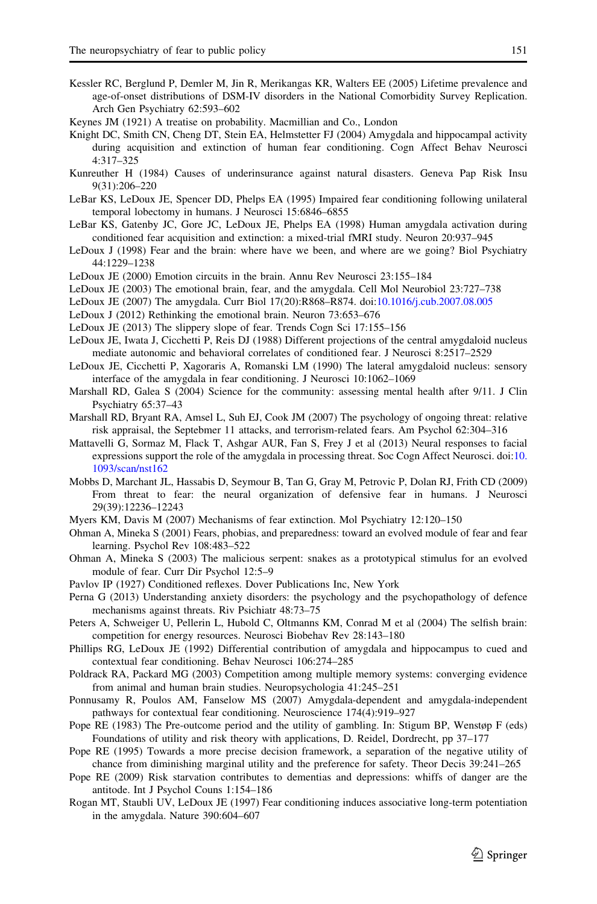Kessler RC, Berglund P, Demler M, Jin R, Merikangas KR, Walters EE (2005) Lifetime prevalence and age-of-onset distributions of DSM-IV disorders in the National Comorbidity Survey Replication. Arch Gen Psychiatry 62:593–602

Keynes JM (1921) A treatise on probability. Macmillian and Co., London

Knight DC, Smith CN, Cheng DT, Stein EA, Helmstetter FJ (2004) Amygdala and hippocampal activity during acquisition and extinction of human fear conditioning. Cogn Affect Behav Neurosci 4:317–325

Kunreuther H (1984) Causes of underinsurance against natural disasters. Geneva Pap Risk Insu 9(31):206–220

LeBar KS, LeDoux JE, Spencer DD, Phelps EA (1995) Impaired fear conditioning following unilateral temporal lobectomy in humans. J Neurosci 15:6846–6855

LeBar KS, Gatenby JC, Gore JC, LeDoux JE, Phelps EA (1998) Human amygdala activation during conditioned fear acquisition and extinction: a mixed-trial fMRI study. Neuron 20:937–945

LeDoux J (1998) Fear and the brain: where have we been, and where are we going? Biol Psychiatry 44:1229–1238

LeDoux JE (2000) Emotion circuits in the brain. Annu Rev Neurosci 23:155–184

LeDoux JE (2003) The emotional brain, fear, and the amygdala. Cell Mol Neurobiol 23:727–738

LeDoux JE (2007) The amygdala. Curr Biol 17(20):R868–R874. doi:10.1016/j.cub.2007.08.005

LeDoux J (2012) Rethinking the emotional brain. Neuron 73:653–676

LeDoux JE (2013) The slippery slope of fear. Trends Cogn Sci 17:155–156

LeDoux JE, Iwata J, Cicchetti P, Reis DJ (1988) Different projections of the central amygdaloid nucleus mediate autonomic and behavioral correlates of conditioned fear. J Neurosci 8:2517–2529

LeDoux JE, Cicchetti P, Xagoraris A, Romanski LM (1990) The lateral amygdaloid nucleus: sensory interface of the amygdala in fear conditioning. J Neurosci 10:1062–1069

Marshall RD, Galea S (2004) Science for the community: assessing mental health after 9/11. J Clin Psychiatry 65:37–43

Marshall RD, Bryant RA, Amsel L, Suh EJ, Cook JM (2007) The psychology of ongoing threat: relative risk appraisal, the Septebmer 11 attacks, and terrorism-related fears. Am Psychol 62:304–316

Mattavelli G, Sormaz M, Flack T, Ashgar AUR, Fan S, Frey J et al (2013) Neural responses to facial expressions support the role of the amygdala in processing threat. Soc Cogn Affect Neurosci. doi:10.1093/scan/nst162

Mobbs D, Marchant JL, Hassabis D, Seymour B, Tan G, Gray M, Petrovic P, Dolan RJ, Frith CD (2009) From threat to fear: the neural organization of defensive fear in humans. J Neurosci 29(39):12236–12243

Myers KM, Davis M (2007) Mechanisms of fear extinction. Mol Psychiatry 12:120–150

Ohman A, Mineka S (2001) Fears, phobias, and preparedness: toward an evolved module of fear and fear learning. Psychol Rev 108:483–522

Ohman A, Mineka S (2003) The malicious serpent: snakes as a prototypical stimulus for an evolved module of fear. Curr Dir Psychol 12:5–9

Pavlov IP (1927) Conditioned reflexes. Dover Publications Inc, New York

Perna G (2013) Understanding anxiety disorders: the psychology and the psychopathology of defence mechanisms against threats. Riv Psichiatr 48:73–75

Peters A, Schweiger U, Pellerin L, Hubold C, Oltmanns KM, Conrad M et al (2004) The selfish brain: competition for energy resources. Neurosci Biobehav Rev 28:143–180

Phillips RG, LeDoux JE (1992) Differential contribution of amygdala and hippocampus to cued and contextual fear conditioning. Behav Neurosci 106:274–285

Poldrack RA, Packard MG (2003) Competition among multiple memory systems: converging evidence from animal and human brain studies. Neuropsychologia 41:245–251

Ponnusamy R, Poulos AM, Fanselow MS (2007) Amygdala-dependent and amygdala-independent pathways for contextual fear conditioning. Neuroscience 174(4):919–927

Pope RE (1983) The Pre-outcome period and the utility of gambling. In: Stigum BP, Wenstøp F (eds) Foundations of utility and risk theory with applications, D. Reidel, Dordrecht, pp 37–177

Pope RE (1995) Towards a more precise decision framework, a separation of the negative utility of chance from diminishing marginal utility and the preference for safety. Theor Decis 39:241–265

Pope RE (2009) Risk starvation contributes to dementias and depressions: whiffs of danger are the antitode. Int J Psychol Couns 1:154–186

Rogan MT, Staubli UV, LeDoux JE (1997) Fear conditioning induces associative long-term potentiation in the amygdala. Nature 390:604–607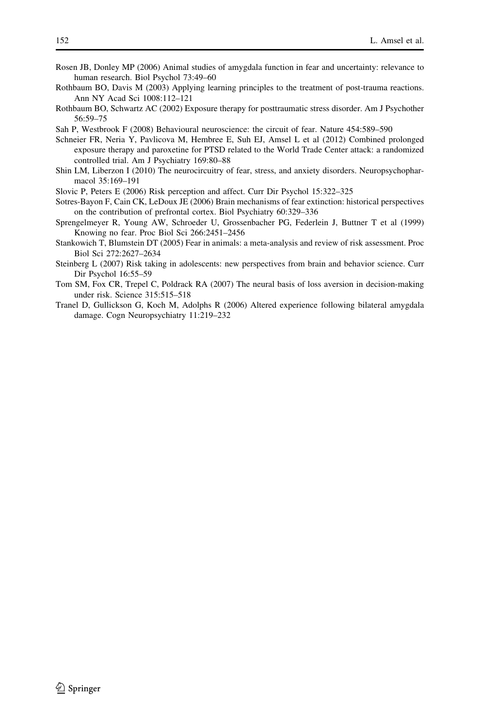Rosen JB, Donley MP (2006) Animal studies of amygdala function in fear and uncertainty: relevance to human research. Biol Psychol 73:49–60

Rothbaum BO, Davis M (2003) Applying learning principles to the treatment of post-trauma reactions. Ann NY Acad Sci 1008:112–121

Rothbaum BO, Schwartz AC (2002) Exposure therapy for posttraumatic stress disorder. Am J Psychother 56:59–75

Sah P, Westbrook F (2008) Behavioural neuroscience: the circuit of fear. Nature 454:589–590

Schneier FR, Neria Y, Pavlicova M, Hembree E, Suh EJ, Amsel L et al (2012) Combined prolonged exposure therapy and paroxetine for PTSD related to the World Trade Center attack: a randomized controlled trial. Am J Psychiatry 169:80–88

Shin LM, Liberzon I (2010) The neurocircuitry of fear, stress, and anxiety disorders. Neuropsychopharmacol 35:169–191

Slovic P, Peters E (2006) Risk perception and affect. Curr Dir Psychol 15:322–325

Sotres-Bayon F, Cain CK, LeDoux JE (2006) Brain mechanisms of fear extinction: historical perspectives on the contribution of prefrontal cortex. Biol Psychiatry 60:329–336

Sprengelmeyer R, Young AW, Schroeder U, Grossenbacher PG, Federlein J, Buttner T et al (1999) Knowing no fear. Proc Biol Sci 266:2451–2456

Stankowich T, Blumstein DT (2005) Fear in animals: a meta-analysis and review of risk assessment. Proc Biol Sci 272:2627–2634

Steinberg L (2007) Risk taking in adolescents: new perspectives from brain and behavior science. Curr Dir Psychol 16:55–59

Tom SM, Fox CR, Trepel C, Poldrack RA (2007) The neural basis of loss aversion in decision-making under risk. Science 315:515–518

Tranel D, Gullickson G, Koch M, Adolphs R (2006) Altered experience following bilateral amygdala damage. Cogn Neuropsychiatry 11:219–232